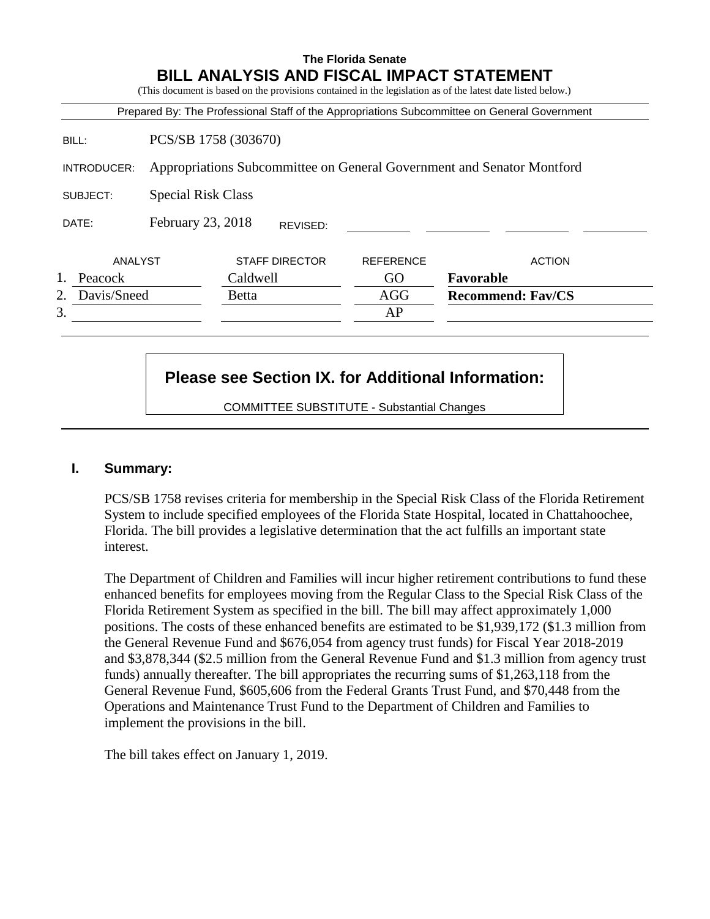**The Florida Senate**

# BILL ANALYSIS AND FISCAL IMPACT STATEMENT

(This document is based on the provisions contained in the legislation as of the latest date listed below.)

Prepared By: The Professional Staff of the Appropriations Subcommittee on General Government

| | |
|---|---|
| BILL: | PCS/SB 1758 (303670) |
| INTRODUCER: | Appropriations Subcommittee on General Government and Senator Montford |
| SUBJECT: | Special Risk Class |
| DATE: | February 23, 2018 REVISED: |

| | ANALYST | STAFF DIRECTOR | REFERENCE | ACTION |
|---|---|---|---|---|
| 1. | Peacock | Caldwell | GO | **Favorable** |
| 2. | Davis/Sneed | Betta | AGG | **Recommend: Fav/CS** |
| 3. | | | AP | |

**Please see Section IX. for Additional Information:**

COMMITTEE SUBSTITUTE - Substantial Changes

## I. Summary:

PCS/SB 1758 revises criteria for membership in the Special Risk Class of the Florida Retirement System to include specified employees of the Florida State Hospital, located in Chattahoochee, Florida. The bill provides a legislative determination that the act fulfills an important state interest.

The Department of Children and Families will incur higher retirement contributions to fund these enhanced benefits for employees moving from the Regular Class to the Special Risk Class of the Florida Retirement System as specified in the bill. The bill may affect approximately 1,000 positions. The costs of these enhanced benefits are estimated to be $1,939,172 ($1.3 million from the General Revenue Fund and $676,054 from agency trust funds) for Fiscal Year 2018-2019 and $3,878,344 ($2.5 million from the General Revenue Fund and $1.3 million from agency trust funds) annually thereafter. The bill appropriates the recurring sums of $1,263,118 from the General Revenue Fund, $605,606 from the Federal Grants Trust Fund, and $70,448 from the Operations and Maintenance Trust Fund to the Department of Children and Families to implement the provisions in the bill.

The bill takes effect on January 1, 2019.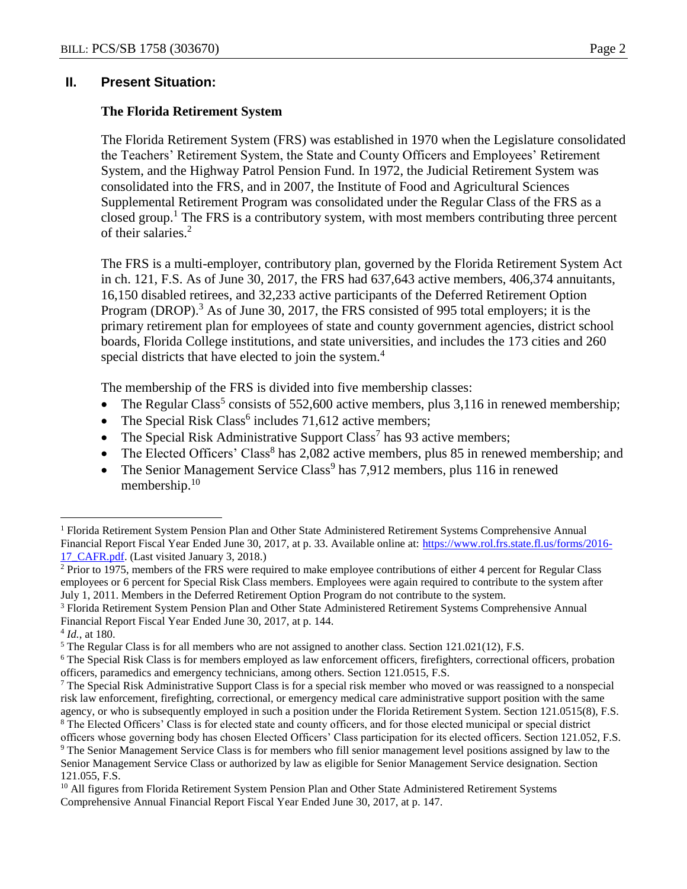## II. Present Situation:

### The Florida Retirement System

The Florida Retirement System (FRS) was established in 1970 when the Legislature consolidated the Teachers' Retirement System, the State and County Officers and Employees' Retirement System, and the Highway Patrol Pension Fund. In 1972, the Judicial Retirement System was consolidated into the FRS, and in 2007, the Institute of Food and Agricultural Sciences Supplemental Retirement Program was consolidated under the Regular Class of the FRS as a closed group.[1] The FRS is a contributory system, with most members contributing three percent of their salaries.[2]

The FRS is a multi-employer, contributory plan, governed by the Florida Retirement System Act in ch. 121, F.S. As of June 30, 2017, the FRS had 637,643 active members, 406,374 annuitants, 16,150 disabled retirees, and 32,233 active participants of the Deferred Retirement Option Program (DROP).[3] As of June 30, 2017, the FRS consisted of 995 total employers; it is the primary retirement plan for employees of state and county government agencies, district school boards, Florida College institutions, and state universities, and includes the 173 cities and 260 special districts that have elected to join the system.[4]

The membership of the FRS is divided into five membership classes:

- The Regular Class[5] consists of 552,600 active members, plus 3,116 in renewed membership;
- The Special Risk Class[6] includes 71,612 active members;
- The Special Risk Administrative Support Class[7] has 93 active members;
- The Elected Officers' Class[8] has 2,082 active members, plus 85 in renewed membership; and
- The Senior Management Service Class[9] has 7,912 members, plus 116 in renewed membership.[10]

---

[1] Florida Retirement System Pension Plan and Other State Administered Retirement Systems Comprehensive Annual Financial Report Fiscal Year Ended June 30, 2017, at p. 33. Available online at: https://www.rol.frs.state.fl.us/forms/2016-17_CAFR.pdf. (Last visited January 3, 2018.)

[2] Prior to 1975, members of the FRS were required to make employee contributions of either 4 percent for Regular Class employees or 6 percent for Special Risk Class members. Employees were again required to contribute to the system after July 1, 2011. Members in the Deferred Retirement Option Program do not contribute to the system.

[3] Florida Retirement System Pension Plan and Other State Administered Retirement Systems Comprehensive Annual Financial Report Fiscal Year Ended June 30, 2017, at p. 144.

[4] *Id.*, at 180.

[5] The Regular Class is for all members who are not assigned to another class. Section 121.021(12), F.S.

[6] The Special Risk Class is for members employed as law enforcement officers, firefighters, correctional officers, probation officers, paramedics and emergency technicians, among others. Section 121.0515, F.S.

[7] The Special Risk Administrative Support Class is for a special risk member who moved or was reassigned to a nonspecial risk law enforcement, firefighting, correctional, or emergency medical care administrative support position with the same agency, or who is subsequently employed in such a position under the Florida Retirement System. Section 121.0515(8), F.S.

[8] The Elected Officers' Class is for elected state and county officers, and for those elected municipal or special district officers whose governing body has chosen Elected Officers' Class participation for its elected officers. Section 121.052, F.S.

[9] The Senior Management Service Class is for members who fill senior management level positions assigned by law to the Senior Management Service Class or authorized by law as eligible for Senior Management Service designation. Section 121.055, F.S.

[10] All figures from Florida Retirement System Pension Plan and Other State Administered Retirement Systems Comprehensive Annual Financial Report Fiscal Year Ended June 30, 2017, at p. 147.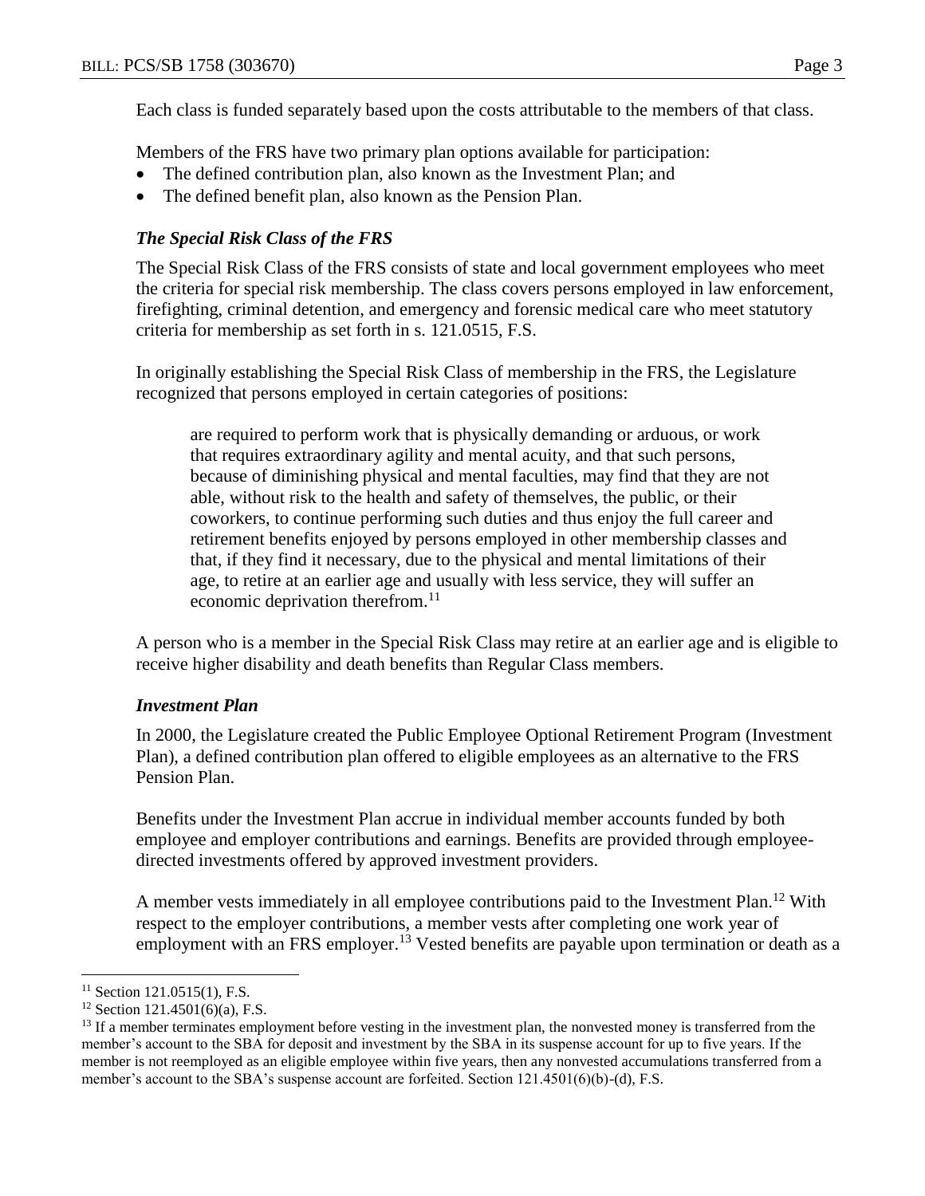Each class is funded separately based upon the costs attributable to the members of that class.

Members of the FRS have two primary plan options available for participation:

- The defined contribution plan, also known as the Investment Plan; and
- The defined benefit plan, also known as the Pension Plan.

### *The Special Risk Class of the FRS*

The Special Risk Class of the FRS consists of state and local government employees who meet the criteria for special risk membership. The class covers persons employed in law enforcement, firefighting, criminal detention, and emergency and forensic medical care who meet statutory criteria for membership as set forth in s. 121.0515, F.S.

In originally establishing the Special Risk Class of membership in the FRS, the Legislature recognized that persons employed in certain categories of positions:

> are required to perform work that is physically demanding or arduous, or work that requires extraordinary agility and mental acuity, and that such persons, because of diminishing physical and mental faculties, may find that they are not able, without risk to the health and safety of themselves, the public, or their coworkers, to continue performing such duties and thus enjoy the full career and retirement benefits enjoyed by persons employed in other membership classes and that, if they find it necessary, due to the physical and mental limitations of their age, to retire at an earlier age and usually with less service, they will suffer an economic deprivation therefrom.[11]

A person who is a member in the Special Risk Class may retire at an earlier age and is eligible to receive higher disability and death benefits than Regular Class members.

### *Investment Plan*

In 2000, the Legislature created the Public Employee Optional Retirement Program (Investment Plan), a defined contribution plan offered to eligible employees as an alternative to the FRS Pension Plan.

Benefits under the Investment Plan accrue in individual member accounts funded by both employee and employer contributions and earnings. Benefits are provided through employee-directed investments offered by approved investment providers.

A member vests immediately in all employee contributions paid to the Investment Plan.[12] With respect to the employer contributions, a member vests after completing one work year of employment with an FRS employer.[13] Vested benefits are payable upon termination or death as a

---

[11] Section 121.0515(1), F.S.

[12] Section 121.4501(6)(a), F.S.

[13] If a member terminates employment before vesting in the investment plan, the nonvested money is transferred from the member's account to the SBA for deposit and investment by the SBA in its suspense account for up to five years. If the member is not reemployed as an eligible employee within five years, then any nonvested accumulations transferred from a member's account to the SBA's suspense account are forfeited. Section 121.4501(6)(b)-(d), F.S.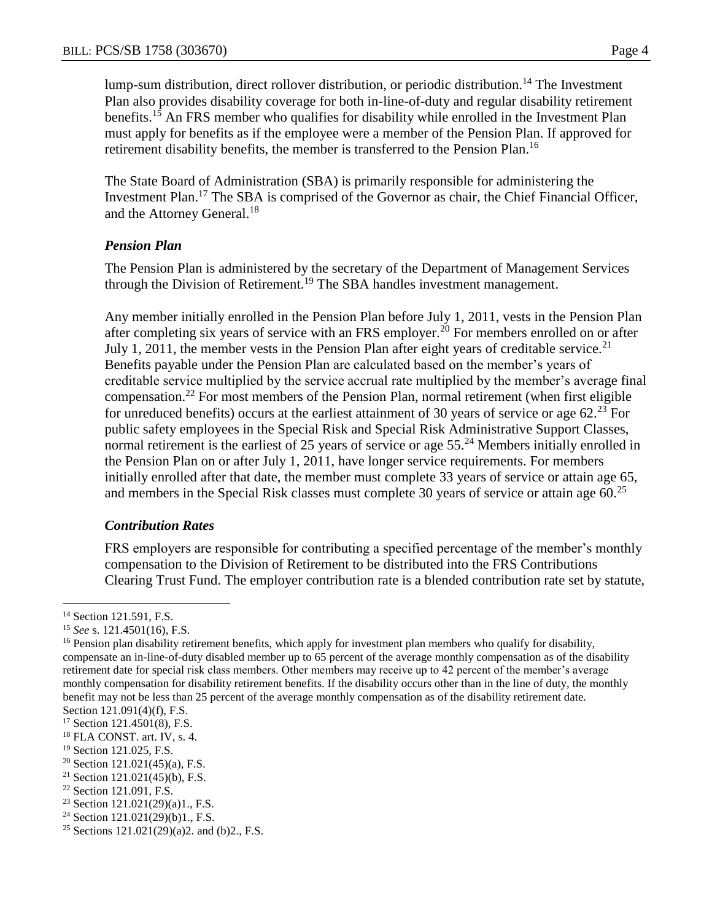lump-sum distribution, direct rollover distribution, or periodic distribution.[14] The Investment Plan also provides disability coverage for both in-line-of-duty and regular disability retirement benefits.[15] An FRS member who qualifies for disability while enrolled in the Investment Plan must apply for benefits as if the employee were a member of the Pension Plan. If approved for retirement disability benefits, the member is transferred to the Pension Plan.[16]

The State Board of Administration (SBA) is primarily responsible for administering the Investment Plan.[17] The SBA is comprised of the Governor as chair, the Chief Financial Officer, and the Attorney General.[18]

### *Pension Plan*

The Pension Plan is administered by the secretary of the Department of Management Services through the Division of Retirement.[19] The SBA handles investment management.

Any member initially enrolled in the Pension Plan before July 1, 2011, vests in the Pension Plan after completing six years of service with an FRS employer.[20] For members enrolled on or after July 1, 2011, the member vests in the Pension Plan after eight years of creditable service.[21] Benefits payable under the Pension Plan are calculated based on the member's years of creditable service multiplied by the service accrual rate multiplied by the member's average final compensation.[22] For most members of the Pension Plan, normal retirement (when first eligible for unreduced benefits) occurs at the earliest attainment of 30 years of service or age 62.[23] For public safety employees in the Special Risk and Special Risk Administrative Support Classes, normal retirement is the earliest of 25 years of service or age 55.[24] Members initially enrolled in the Pension Plan on or after July 1, 2011, have longer service requirements. For members initially enrolled after that date, the member must complete 33 years of service or attain age 65, and members in the Special Risk classes must complete 30 years of service or attain age 60.[25]

### *Contribution Rates*

FRS employers are responsible for contributing a specified percentage of the member's monthly compensation to the Division of Retirement to be distributed into the FRS Contributions Clearing Trust Fund. The employer contribution rate is a blended contribution rate set by statute,

---

[14] Section 121.591, F.S.

[15] *See* s. 121.4501(16), F.S.

[16] Pension plan disability retirement benefits, which apply for investment plan members who qualify for disability, compensate an in-line-of-duty disabled member up to 65 percent of the average monthly compensation as of the disability retirement date for special risk class members. Other members may receive up to 42 percent of the member's average monthly compensation for disability retirement benefits. If the disability occurs other than in the line of duty, the monthly benefit may not be less than 25 percent of the average monthly compensation as of the disability retirement date. Section 121.091(4)(f), F.S.

[17] Section 121.4501(8), F.S.

[18] FLA CONST. art. IV, s. 4.

[19] Section 121.025, F.S.

[20] Section 121.021(45)(a), F.S.

[21] Section 121.021(45)(b), F.S.

[22] Section 121.091, F.S.

[23] Section 121.021(29)(a)1., F.S.

[24] Section 121.021(29)(b)1., F.S.

[25] Sections 121.021(29)(a)2. and (b)2., F.S.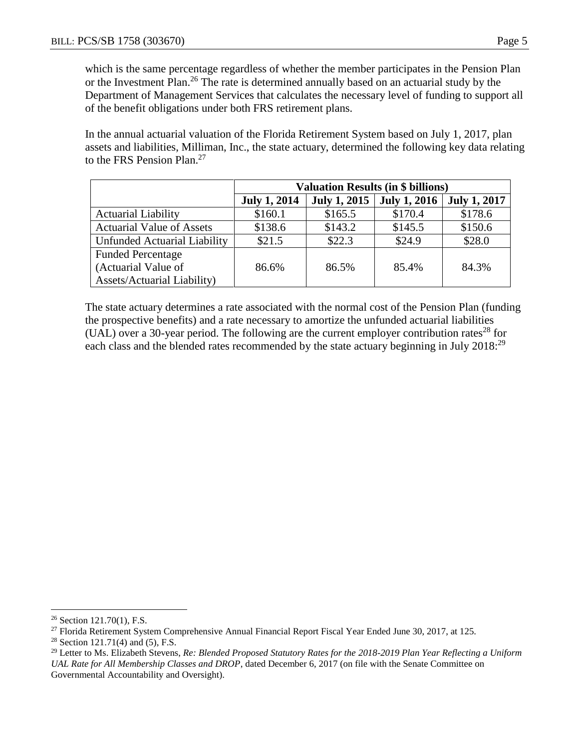which is the same percentage regardless of whether the member participates in the Pension Plan or the Investment Plan.[26] The rate is determined annually based on an actuarial study by the Department of Management Services that calculates the necessary level of funding to support all of the benefit obligations under both FRS retirement plans.

In the annual actuarial valuation of the Florida Retirement System based on July 1, 2017, plan assets and liabilities, Milliman, Inc., the state actuary, determined the following key data relating to the FRS Pension Plan.[27]

| | **Valuation Results (in $ billions)** | | | |
|---|---|---|---|---|
| | **July 1, 2014** | **July 1, 2015** | **July 1, 2016** | **July 1, 2017** |
| Actuarial Liability | $160.1 | $165.5 | $170.4 | $178.6 |
| Actuarial Value of Assets | $138.6 | $143.2 | $145.5 | $150.6 |
| Unfunded Actuarial Liability | $21.5 | $22.3 | $24.9 | $28.0 |
| Funded Percentage (Actuarial Value of Assets/Actuarial Liability) | 86.6% | 86.5% | 85.4% | 84.3% |

The state actuary determines a rate associated with the normal cost of the Pension Plan (funding the prospective benefits) and a rate necessary to amortize the unfunded actuarial liabilities (UAL) over a 30-year period. The following are the current employer contribution rates[28] for each class and the blended rates recommended by the state actuary beginning in July 2018:[29]

---

[26] Section 121.70(1), F.S.

[27] Florida Retirement System Comprehensive Annual Financial Report Fiscal Year Ended June 30, 2017, at 125.

[28] Section 121.71(4) and (5), F.S.

[29] Letter to Ms. Elizabeth Stevens, *Re: Blended Proposed Statutory Rates for the 2018-2019 Plan Year Reflecting a Uniform UAL Rate for All Membership Classes and DROP*, dated December 6, 2017 (on file with the Senate Committee on Governmental Accountability and Oversight).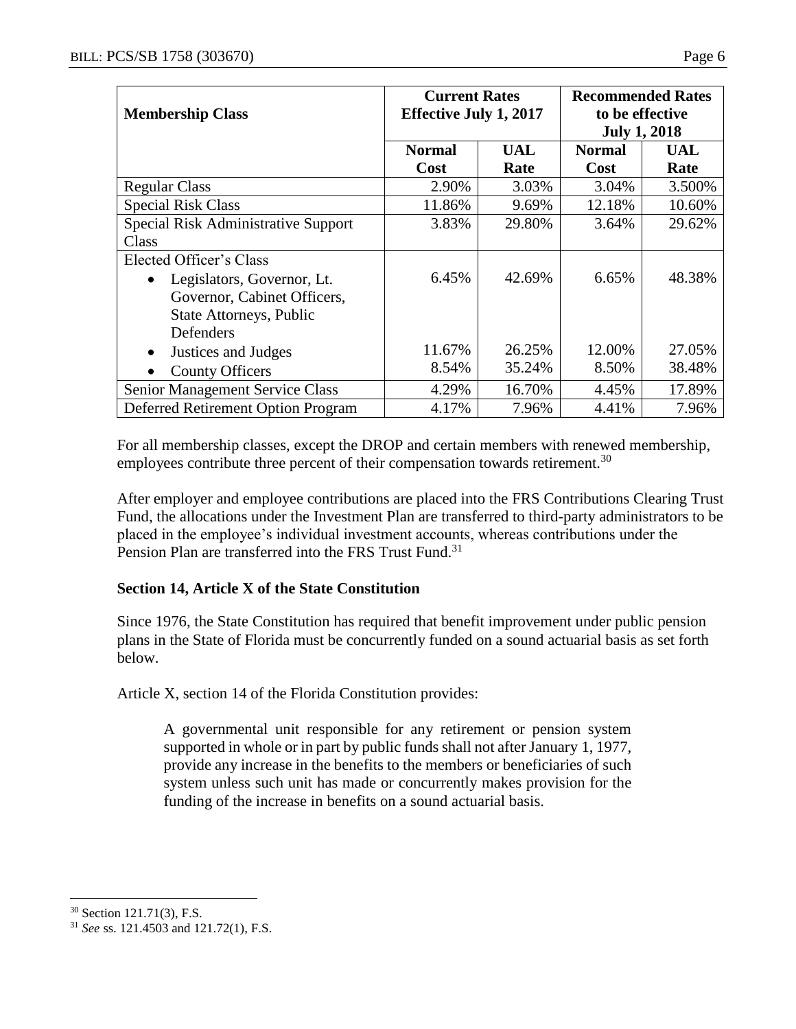| Membership Class | Current Rates Effective July 1, 2017 | | Recommended Rates to be effective July 1, 2018 | |
|---|---|---|---|---|
| | Normal Cost | UAL Rate | Normal Cost | UAL Rate |
| Regular Class | 2.90% | 3.03% | 3.04% | 3.500% |
| Special Risk Class | 11.86% | 9.69% | 12.18% | 10.60% |
| Special Risk Administrative Support Class | 3.83% | 29.80% | 3.64% | 29.62% |
| Elected Officer's Class | | | | |
| • Legislators, Governor, Lt. Governor, Cabinet Officers, State Attorneys, Public Defenders | 6.45% | 42.69% | 6.65% | 48.38% |
| • Justices and Judges | 11.67% | 26.25% | 12.00% | 27.05% |
| • County Officers | 8.54% | 35.24% | 8.50% | 38.48% |
| Senior Management Service Class | 4.29% | 16.70% | 4.45% | 17.89% |
| Deferred Retirement Option Program | 4.17% | 7.96% | 4.41% | 7.96% |

For all membership classes, except the DROP and certain members with renewed membership, employees contribute three percent of their compensation towards retirement.[30]

After employer and employee contributions are placed into the FRS Contributions Clearing Trust Fund, the allocations under the Investment Plan are transferred to third-party administrators to be placed in the employee's individual investment accounts, whereas contributions under the Pension Plan are transferred into the FRS Trust Fund.[31]

**Section 14, Article X of the State Constitution**

Since 1976, the State Constitution has required that benefit improvement under public pension plans in the State of Florida must be concurrently funded on a sound actuarial basis as set forth below.

Article X, section 14 of the Florida Constitution provides:

> A governmental unit responsible for any retirement or pension system supported in whole or in part by public funds shall not after January 1, 1977, provide any increase in the benefits to the members or beneficiaries of such system unless such unit has made or concurrently makes provision for the funding of the increase in benefits on a sound actuarial basis.

---

[30] Section 121.71(3), F.S.

[31] *See* ss. 121.4503 and 121.72(1), F.S.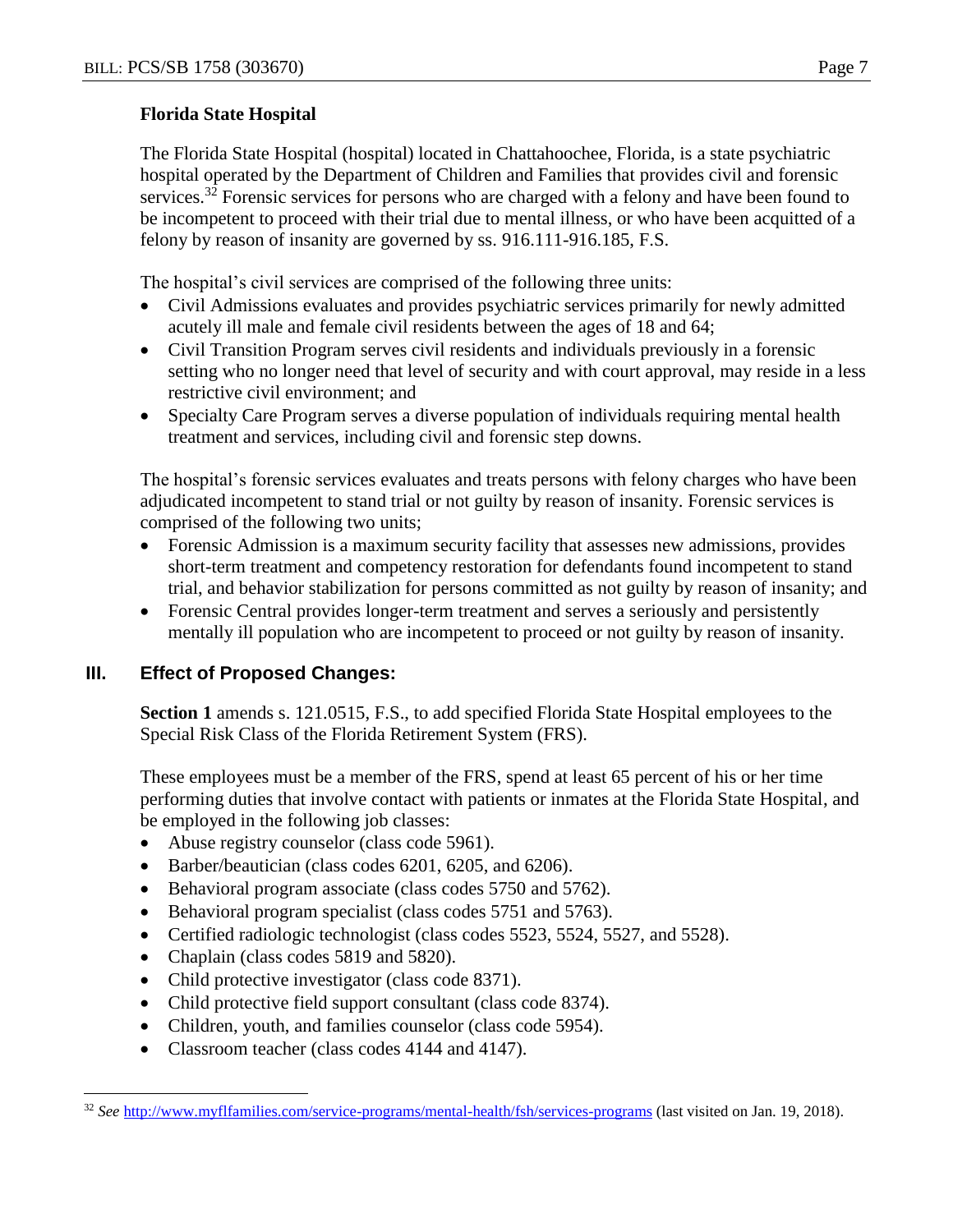### Florida State Hospital

The Florida State Hospital (hospital) located in Chattahoochee, Florida, is a state psychiatric hospital operated by the Department of Children and Families that provides civil and forensic services.[32] Forensic services for persons who are charged with a felony and have been found to be incompetent to proceed with their trial due to mental illness, or who have been acquitted of a felony by reason of insanity are governed by ss. 916.111-916.185, F.S.

The hospital's civil services are comprised of the following three units:

- Civil Admissions evaluates and provides psychiatric services primarily for newly admitted acutely ill male and female civil residents between the ages of 18 and 64;
- Civil Transition Program serves civil residents and individuals previously in a forensic setting who no longer need that level of security and with court approval, may reside in a less restrictive civil environment; and
- Specialty Care Program serves a diverse population of individuals requiring mental health treatment and services, including civil and forensic step downs.

The hospital's forensic services evaluates and treats persons with felony charges who have been adjudicated incompetent to stand trial or not guilty by reason of insanity. Forensic services is comprised of the following two units;

- Forensic Admission is a maximum security facility that assesses new admissions, provides short-term treatment and competency restoration for defendants found incompetent to stand trial, and behavior stabilization for persons committed as not guilty by reason of insanity; and
- Forensic Central provides longer-term treatment and serves a seriously and persistently mentally ill population who are incompetent to proceed or not guilty by reason of insanity.

## III. Effect of Proposed Changes:

**Section 1** amends s. 121.0515, F.S., to add specified Florida State Hospital employees to the Special Risk Class of the Florida Retirement System (FRS).

These employees must be a member of the FRS, spend at least 65 percent of his or her time performing duties that involve contact with patients or inmates at the Florida State Hospital, and be employed in the following job classes:

- Abuse registry counselor (class code 5961).
- Barber/beautician (class codes 6201, 6205, and 6206).
- Behavioral program associate (class codes 5750 and 5762).
- Behavioral program specialist (class codes 5751 and 5763).
- Certified radiologic technologist (class codes 5523, 5524, 5527, and 5528).
- Chaplain (class codes 5819 and 5820).
- Child protective investigator (class code 8371).
- Child protective field support consultant (class code 8374).
- Children, youth, and families counselor (class code 5954).
- Classroom teacher (class codes 4144 and 4147).

[32] *See* http://www.myflfamilies.com/service-programs/mental-health/fsh/services-programs (last visited on Jan. 19, 2018).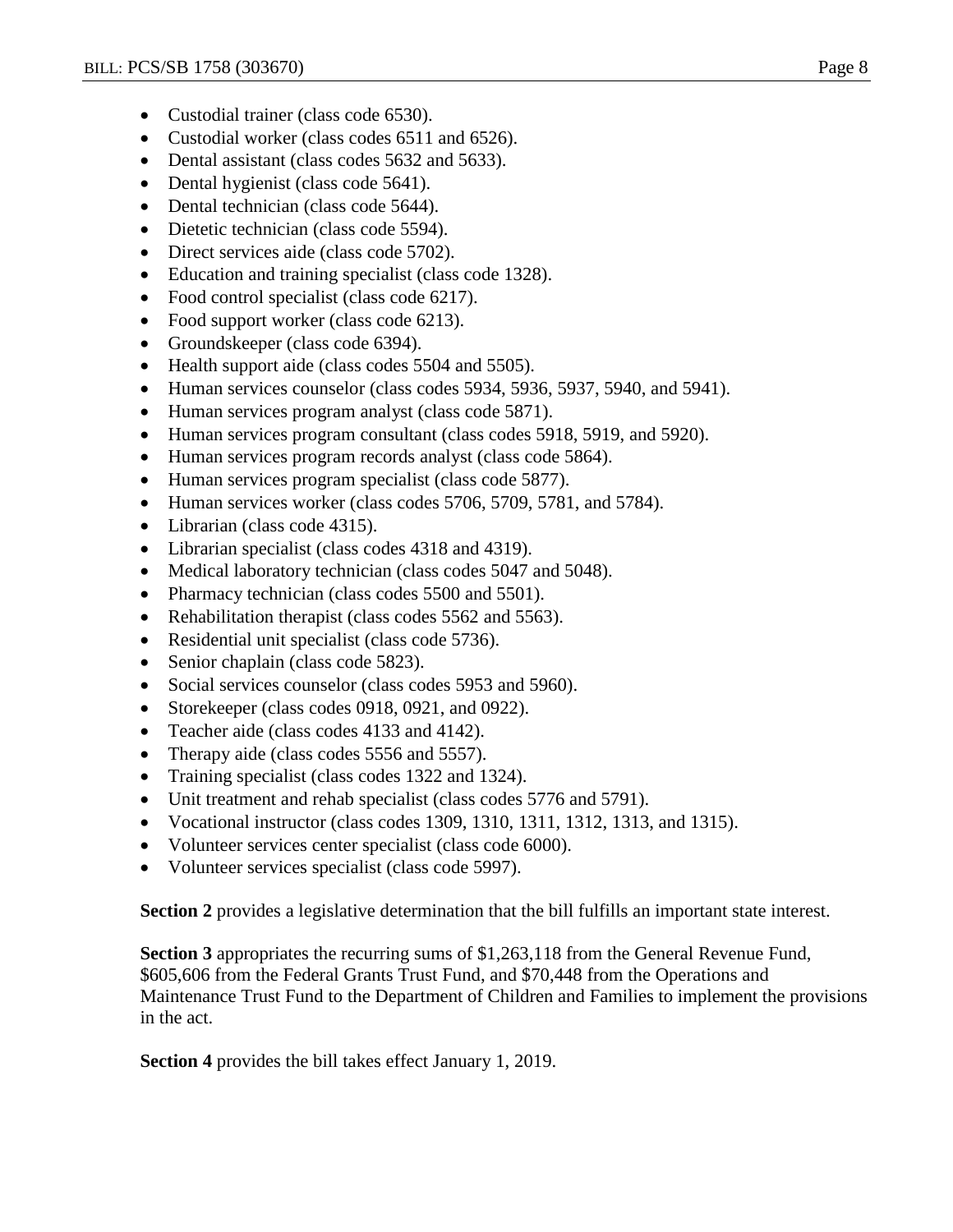- Custodial trainer (class code 6530).
- Custodial worker (class codes 6511 and 6526).
- Dental assistant (class codes 5632 and 5633).
- Dental hygienist (class code 5641).
- Dental technician (class code 5644).
- Dietetic technician (class code 5594).
- Direct services aide (class code 5702).
- Education and training specialist (class code 1328).
- Food control specialist (class code 6217).
- Food support worker (class code 6213).
- Groundskeeper (class code 6394).
- Health support aide (class codes 5504 and 5505).
- Human services counselor (class codes 5934, 5936, 5937, 5940, and 5941).
- Human services program analyst (class code 5871).
- Human services program consultant (class codes 5918, 5919, and 5920).
- Human services program records analyst (class code 5864).
- Human services program specialist (class code 5877).
- Human services worker (class codes 5706, 5709, 5781, and 5784).
- Librarian (class code 4315).
- Librarian specialist (class codes 4318 and 4319).
- Medical laboratory technician (class codes 5047 and 5048).
- Pharmacy technician (class codes 5500 and 5501).
- Rehabilitation therapist (class codes 5562 and 5563).
- Residential unit specialist (class code 5736).
- Senior chaplain (class code 5823).
- Social services counselor (class codes 5953 and 5960).
- Storekeeper (class codes 0918, 0921, and 0922).
- Teacher aide (class codes 4133 and 4142).
- Therapy aide (class codes 5556 and 5557).
- Training specialist (class codes 1322 and 1324).
- Unit treatment and rehab specialist (class codes 5776 and 5791).
- Vocational instructor (class codes 1309, 1310, 1311, 1312, 1313, and 1315).
- Volunteer services center specialist (class code 6000).
- Volunteer services specialist (class code 5997).

**Section 2** provides a legislative determination that the bill fulfills an important state interest.

**Section 3** appropriates the recurring sums of $1,263,118 from the General Revenue Fund, $605,606 from the Federal Grants Trust Fund, and $70,448 from the Operations and Maintenance Trust Fund to the Department of Children and Families to implement the provisions in the act.

**Section 4** provides the bill takes effect January 1, 2019.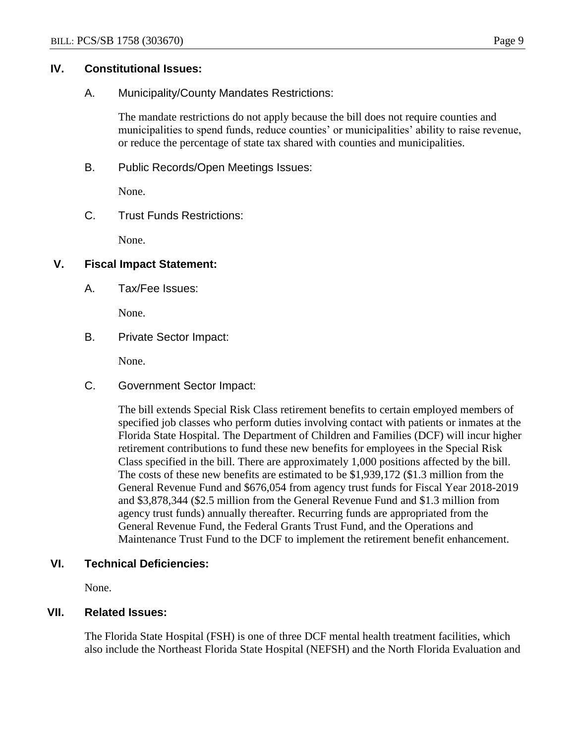## IV. Constitutional Issues:

### A. Municipality/County Mandates Restrictions:

The mandate restrictions do not apply because the bill does not require counties and municipalities to spend funds, reduce counties' or municipalities' ability to raise revenue, or reduce the percentage of state tax shared with counties and municipalities.

### B. Public Records/Open Meetings Issues:

None.

### C. Trust Funds Restrictions:

None.

## V. Fiscal Impact Statement:

### A. Tax/Fee Issues:

None.

### B. Private Sector Impact:

None.

### C. Government Sector Impact:

The bill extends Special Risk Class retirement benefits to certain employed members of specified job classes who perform duties involving contact with patients or inmates at the Florida State Hospital. The Department of Children and Families (DCF) will incur higher retirement contributions to fund these new benefits for employees in the Special Risk Class specified in the bill. There are approximately 1,000 positions affected by the bill. The costs of these new benefits are estimated to be $1,939,172 ($1.3 million from the General Revenue Fund and $676,054 from agency trust funds for Fiscal Year 2018-2019 and $3,878,344 ($2.5 million from the General Revenue Fund and $1.3 million from agency trust funds) annually thereafter. Recurring funds are appropriated from the General Revenue Fund, the Federal Grants Trust Fund, and the Operations and Maintenance Trust Fund to the DCF to implement the retirement benefit enhancement.

## VI. Technical Deficiencies:

None.

## VII. Related Issues:

The Florida State Hospital (FSH) is one of three DCF mental health treatment facilities, which also include the Northeast Florida State Hospital (NEFSH) and the North Florida Evaluation and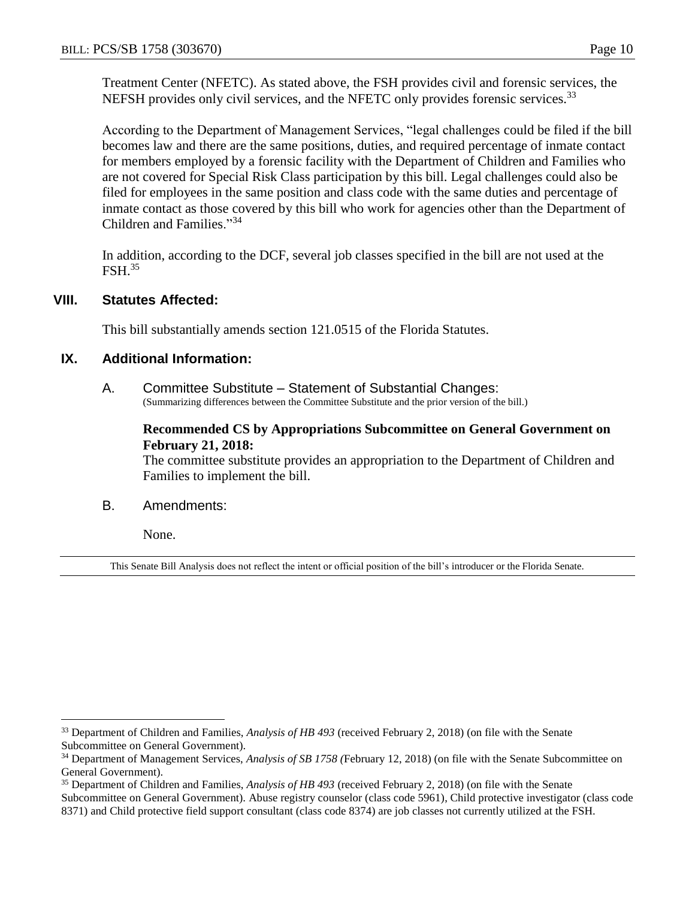Treatment Center (NFETC). As stated above, the FSH provides civil and forensic services, the NEFSH provides only civil services, and the NFETC only provides forensic services.[33]

According to the Department of Management Services, "legal challenges could be filed if the bill becomes law and there are the same positions, duties, and required percentage of inmate contact for members employed by a forensic facility with the Department of Children and Families who are not covered for Special Risk Class participation by this bill. Legal challenges could also be filed for employees in the same position and class code with the same duties and percentage of inmate contact as those covered by this bill who work for agencies other than the Department of Children and Families."[34]

In addition, according to the DCF, several job classes specified in the bill are not used at the FSH.[35]

## VIII. Statutes Affected:

This bill substantially amends section 121.0515 of the Florida Statutes.

## IX. Additional Information:

A. Committee Substitute – Statement of Substantial Changes:
(Summarizing differences between the Committee Substitute and the prior version of the bill.)

**Recommended CS by Appropriations Subcommittee on General Government on February 21, 2018:**
The committee substitute provides an appropriation to the Department of Children and Families to implement the bill.

B. Amendments:

None.

This Senate Bill Analysis does not reflect the intent or official position of the bill's introducer or the Florida Senate.

---

[33] Department of Children and Families, *Analysis of HB 493* (received February 2, 2018) (on file with the Senate Subcommittee on General Government).

[34] Department of Management Services, *Analysis of SB 1758 (*February 12, 2018) (on file with the Senate Subcommittee on General Government).

[35] Department of Children and Families, *Analysis of HB 493* (received February 2, 2018) (on file with the Senate Subcommittee on General Government). Abuse registry counselor (class code 5961), Child protective investigator (class code 8371) and Child protective field support consultant (class code 8374) are job classes not currently utilized at the FSH.